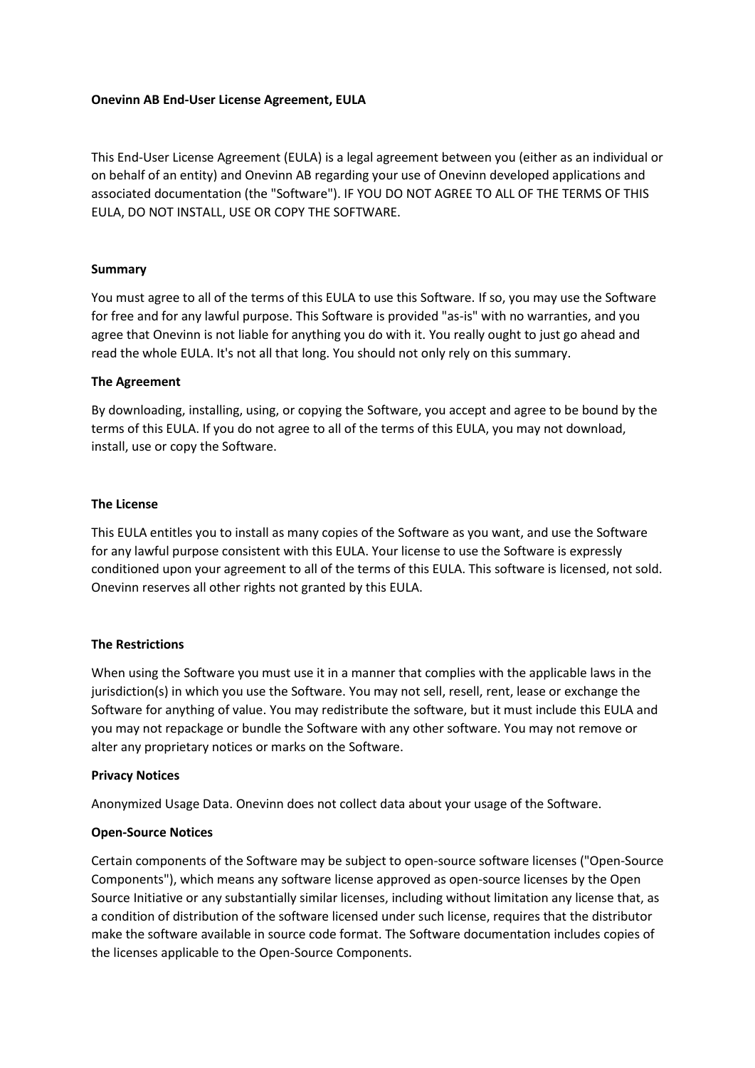**Onevinn AB End-User License Agreement, EULA**

This End-User License Agreement (EULA) is a legal agreement between you (either as an individual or on behalf of an entity) and Onevinn AB regarding your use of Onevinn developed applications and associated documentation (the "Software"). IF YOU DO NOT AGREE TO ALL OF THE TERMS OF THIS EULA, DO NOT INSTALL, USE OR COPY THE SOFTWARE.

**Summary**

You must agree to all of the terms of this EULA to use this Software. If so, you may use the Software for free and for any lawful purpose. This Software is provided "as-is" with no warranties, and you agree that Onevinn is not liable for anything you do with it. You really ought to just go ahead and read the whole EULA. It's not all that long. You should not only rely on this summary.

**The Agreement**

By downloading, installing, using, or copying the Software, you accept and agree to be bound by the terms of this EULA. If you do not agree to all of the terms of this EULA, you may not download, install, use or copy the Software.

**The License**

This EULA entitles you to install as many copies of the Software as you want, and use the Software for any lawful purpose consistent with this EULA. Your license to use the Software is expressly conditioned upon your agreement to all of the terms of this EULA. This software is licensed, not sold. Onevinn reserves all other rights not granted by this EULA.

**The Restrictions**

When using the Software you must use it in a manner that complies with the applicable laws in the jurisdiction(s) in which you use the Software. You may not sell, resell, rent, lease or exchange the Software for anything of value. You may redistribute the software, but it must include this EULA and you may not repackage or bundle the Software with any other software. You may not remove or alter any proprietary notices or marks on the Software.

**Privacy Notices**

Anonymized Usage Data. Onevinn does not collect data about your usage of the Software.

**Open-Source Notices**

Certain components of the Software may be subject to open-source software licenses ("Open-Source Components"), which means any software license approved as open-source licenses by the Open Source Initiative or any substantially similar licenses, including without limitation any license that, as a condition of distribution of the software licensed under such license, requires that the distributor make the software available in source code format. The Software documentation includes copies of the licenses applicable to the Open-Source Components.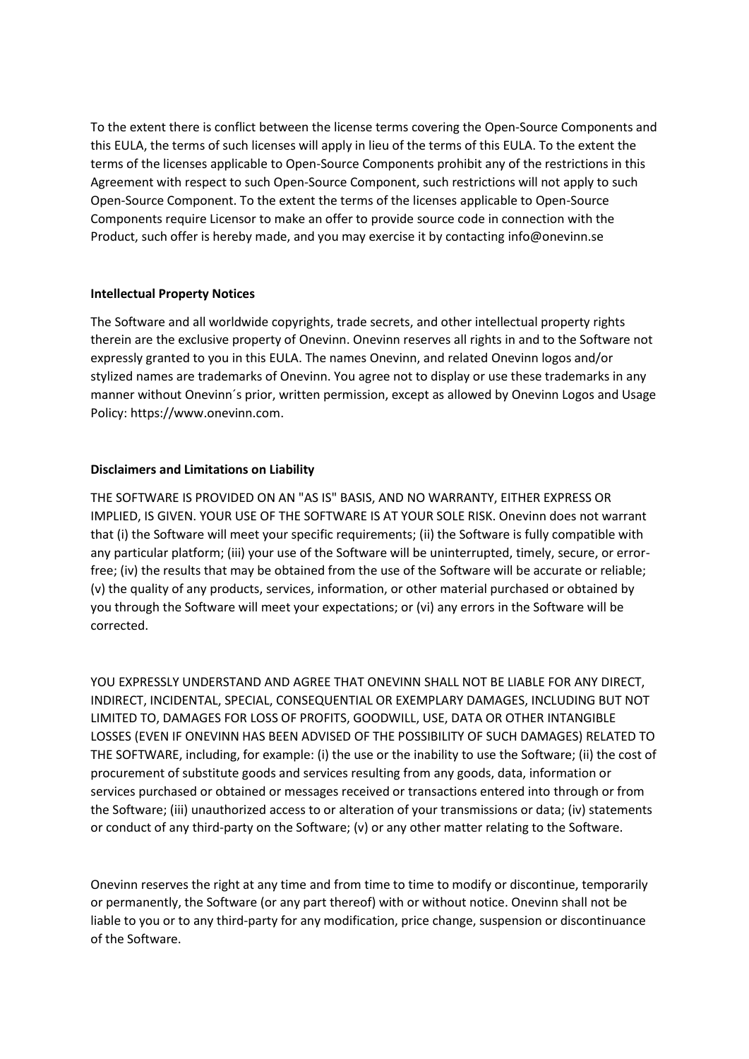To the extent there is conflict between the license terms covering the Open-Source Components and this EULA, the terms of such licenses will apply in lieu of the terms of this EULA. To the extent the terms of the licenses applicable to Open-Source Components prohibit any of the restrictions in this Agreement with respect to such Open-Source Component, such restrictions will not apply to such Open-Source Component. To the extent the terms of the licenses applicable to Open-Source Components require Licensor to make an offer to provide source code in connection with the Product, such offer is hereby made, and you may exercise it by contacting info@onevinn.se

**Intellectual Property Notices**

The Software and all worldwide copyrights, trade secrets, and other intellectual property rights therein are the exclusive property of Onevinn. Onevinn reserves all rights in and to the Software not expressly granted to you in this EULA. The names Onevinn, and related Onevinn logos and/or stylized names are trademarks of Onevinn. You agree not to display or use these trademarks in any manner without Onevinn´s prior, written permission, except as allowed by Onevinn Logos and Usage Policy: https://www.onevinn.com.

**Disclaimers and Limitations on Liability**

THE SOFTWARE IS PROVIDED ON AN "AS IS" BASIS, AND NO WARRANTY, EITHER EXPRESS OR IMPLIED, IS GIVEN. YOUR USE OF THE SOFTWARE IS AT YOUR SOLE RISK. Onevinn does not warrant that (i) the Software will meet your specific requirements; (ii) the Software is fully compatible with any particular platform; (iii) your use of the Software will be uninterrupted, timely, secure, or error-free; (iv) the results that may be obtained from the use of the Software will be accurate or reliable; (v) the quality of any products, services, information, or other material purchased or obtained by you through the Software will meet your expectations; or (vi) any errors in the Software will be corrected.

YOU EXPRESSLY UNDERSTAND AND AGREE THAT ONEVINN SHALL NOT BE LIABLE FOR ANY DIRECT, INDIRECT, INCIDENTAL, SPECIAL, CONSEQUENTIAL OR EXEMPLARY DAMAGES, INCLUDING BUT NOT LIMITED TO, DAMAGES FOR LOSS OF PROFITS, GOODWILL, USE, DATA OR OTHER INTANGIBLE LOSSES (EVEN IF ONEVINN HAS BEEN ADVISED OF THE POSSIBILITY OF SUCH DAMAGES) RELATED TO THE SOFTWARE, including, for example: (i) the use or the inability to use the Software; (ii) the cost of procurement of substitute goods and services resulting from any goods, data, information or services purchased or obtained or messages received or transactions entered into through or from the Software; (iii) unauthorized access to or alteration of your transmissions or data; (iv) statements or conduct of any third-party on the Software; (v) or any other matter relating to the Software.

Onevinn reserves the right at any time and from time to time to modify or discontinue, temporarily or permanently, the Software (or any part thereof) with or without notice. Onevinn shall not be liable to you or to any third-party for any modification, price change, suspension or discontinuance of the Software.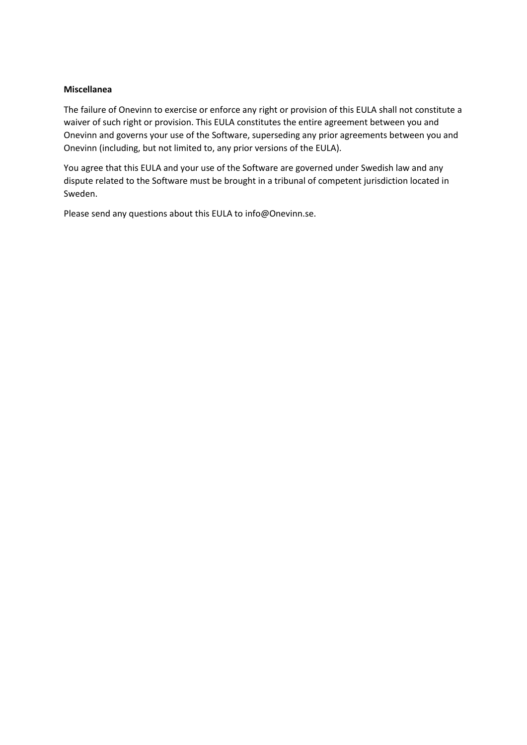**Miscellanea**

The failure of Onevinn to exercise or enforce any right or provision of this EULA shall not constitute a waiver of such right or provision. This EULA constitutes the entire agreement between you and Onevinn and governs your use of the Software, superseding any prior agreements between you and Onevinn (including, but not limited to, any prior versions of the EULA).

You agree that this EULA and your use of the Software are governed under Swedish law and any dispute related to the Software must be brought in a tribunal of competent jurisdiction located in Sweden.

Please send any questions about this EULA to info@Onevinn.se.